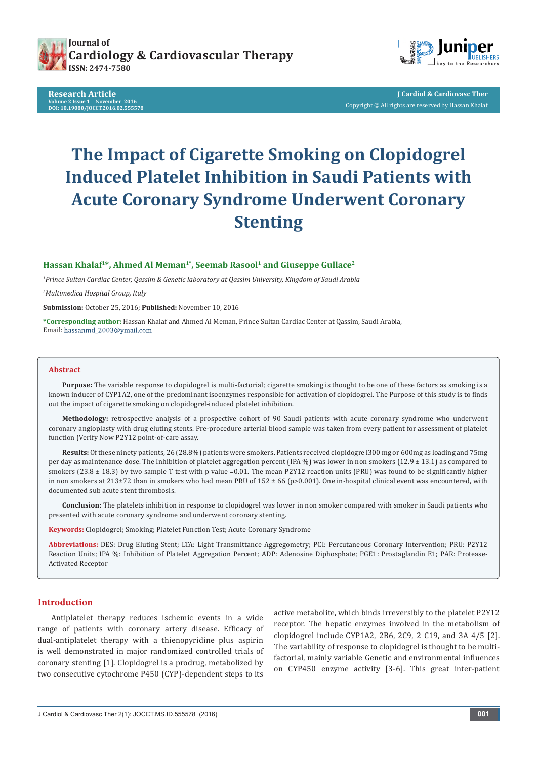Research Article
Volume 2 Issue 1 – November 2016
DOI: 10.19080/JOCCT.2016.02.555578

Copyright © All rights are reserved by Hassan Khalaf

# The Impact of Cigarette Smoking on Clopidogrel Induced Platelet Inhibition in Saudi Patients with Acute Coronary Syndrome Underwent Coronary Stenting

**Hassan Khalaf[1]*, Ahmed Al Meman[1*], Seemab Rasool[1] and Giuseppe Gullace[2]**

[1]*Prince Sultan Cardiac Center, Qassim & Genetic laboratory at Qassim University, Kingdom of Saudi Arabia*

[2]*Multimedica Hospital Group, Italy*

**Submission:** October 25, 2016; **Published:** November 10, 2016

***Corresponding author:** Hassan Khalaf and Ahmed Al Meman, Prince Sultan Cardiac Center at Qassim, Saudi Arabia, Email: hassanmd_2003@ymail.com

## Abstract

**Purpose:** The variable response to clopidogrel is multi-factorial; cigarette smoking is thought to be one of these factors as smoking is a known inducer of CYP1A2, one of the predominant isoenzymes responsible for activation of clopidogrel. The Purpose of this study is to finds out the impact of cigarette smoking on clopidogrel-induced platelet inhibition.

**Methodology:** retrospective analysis of a prospective cohort of 90 Saudi patients with acute coronary syndrome who underwent coronary angioplasty with drug eluting stents. Pre-procedure arterial blood sample was taken from every patient for assessment of platelet function (Verify Now P2Y12 point-of-care assay.

**Results:** Of these ninety patients, 26 (28.8%) patients were smokers. Patients received clopidogre l300 mg or 600mg as loading and 75mg per day as maintenance dose. The Inhibition of platelet aggregation percent (IPA %) was lower in non smokers (12.9 ± 13.1) as compared to smokers (23.8 ± 18.3) by two sample T test with p value =0.01. The mean P2Y12 reaction units (PRU) was found to be significantly higher in non smokers at 213±72 than in smokers who had mean PRU of 152 ± 66 (p>0.001). One in-hospital clinical event was encountered, with documented sub acute stent thrombosis.

**Conclusion:** The platelets inhibition in response to clopidogrel was lower in non smoker compared with smoker in Saudi patients who presented with acute coronary syndrome and underwent coronary stenting.

**Keywords:** Clopidogrel; Smoking; Platelet Function Test; Acute Coronary Syndrome

**Abbreviations:** DES: Drug Eluting Stent; LTA: Light Transmittance Aggregometry; PCI: Percutaneous Coronary Intervention; PRU: P2Y12 Reaction Units; IPA %: Inhibition of Platelet Aggregation Percent; ADP: Adenosine Diphosphate; PGE1: Prostaglandin E1; PAR: Protease-Activated Receptor

## Introduction

Antiplatelet therapy reduces ischemic events in a wide range of patients with coronary artery disease. Efficacy of dual-antiplatelet therapy with a thienopyridine plus aspirin is well demonstrated in major randomized controlled trials of coronary stenting [1]. Clopidogrel is a prodrug, metabolized by two consecutive cytochrome P450 (CYP)-dependent steps to its active metabolite, which binds irreversibly to the platelet P2Y12 receptor. The hepatic enzymes involved in the metabolism of clopidogrel include CYP1A2, 2B6, 2C9, 2 C19, and 3A 4/5 [2]. The variability of response to clopidogrel is thought to be multi-factorial, mainly variable Genetic and environmental influences on CYP450 enzyme activity [3-6]. This great inter-patient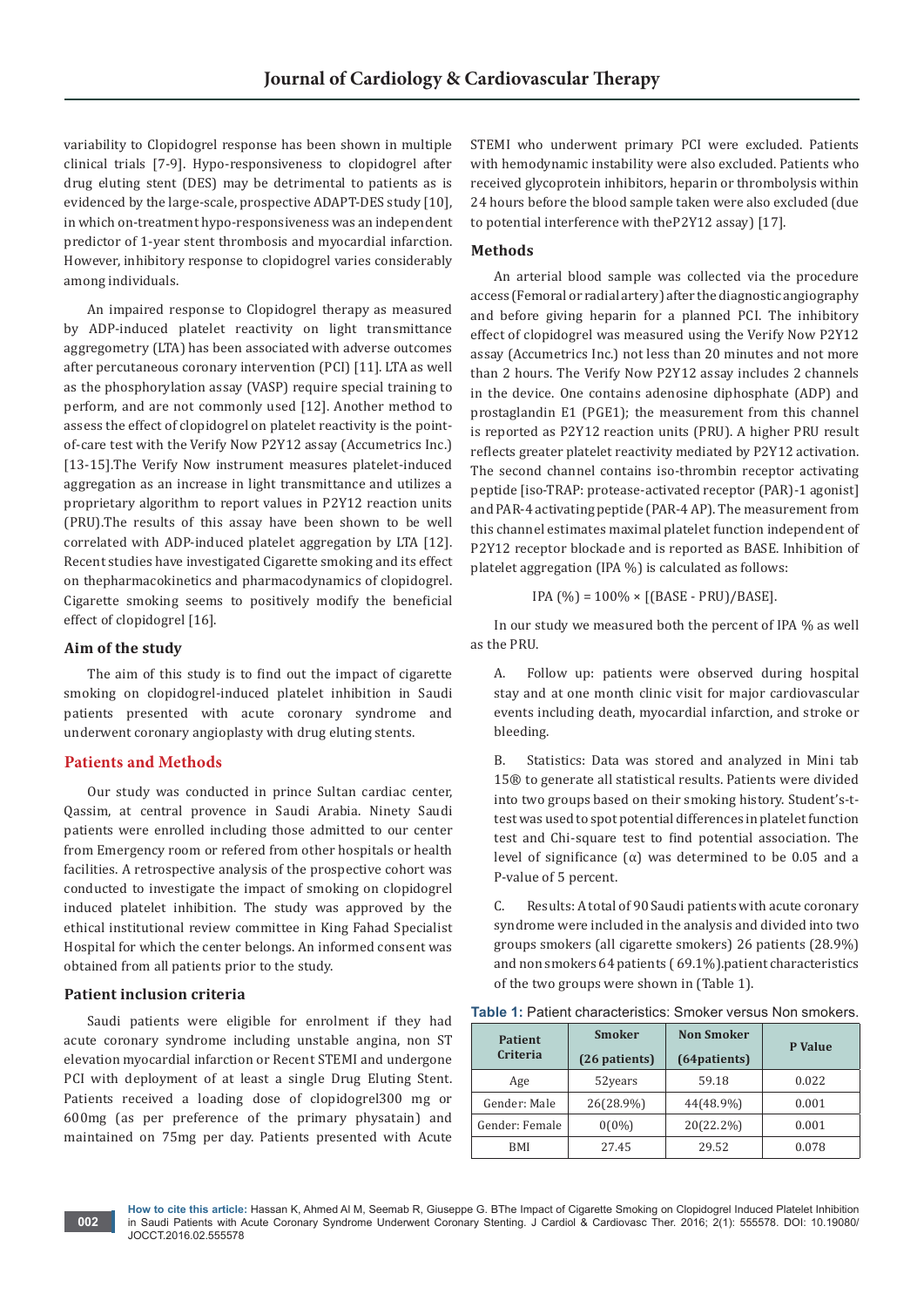variability to Clopidogrel response has been shown in multiple clinical trials [7-9]. Hypo-responsiveness to clopidogrel after drug eluting stent (DES) may be detrimental to patients as is evidenced by the large-scale, prospective ADAPT-DES study [10], in which on-treatment hypo-responsiveness was an independent predictor of 1-year stent thrombosis and myocardial infarction. However, inhibitory response to clopidogrel varies considerably among individuals.

An impaired response to Clopidogrel therapy as measured by ADP-induced platelet reactivity on light transmittance aggregometry (LTA) has been associated with adverse outcomes after percutaneous coronary intervention (PCI) [11]. LTA as well as the phosphorylation assay (VASP) require special training to perform, and are not commonly used [12]. Another method to assess the effect of clopidogrel on platelet reactivity is the point-of-care test with the Verify Now P2Y12 assay (Accumetrics Inc.) [13-15].The Verify Now instrument measures platelet-induced aggregation as an increase in light transmittance and utilizes a proprietary algorithm to report values in P2Y12 reaction units (PRU).The results of this assay have been shown to be well correlated with ADP-induced platelet aggregation by LTA [12]. Recent studies have investigated Cigarette smoking and its effect on thepharmacokinetics and pharmacodynamics of clopidogrel. Cigarette smoking seems to positively modify the beneficial effect of clopidogrel [16].

### Aim of the study

The aim of this study is to find out the impact of cigarette smoking on clopidogrel-induced platelet inhibition in Saudi patients presented with acute coronary syndrome and underwent coronary angioplasty with drug eluting stents.

## Patients and Methods

Our study was conducted in prince Sultan cardiac center, Qassim, at central provence in Saudi Arabia. Ninety Saudi patients were enrolled including those admitted to our center from Emergency room or refered from other hospitals or health facilities. A retrospective analysis of the prospective cohort was conducted to investigate the impact of smoking on clopidogrel induced platelet inhibition. The study was approved by the ethical institutional review committee in King Fahad Specialist Hospital for which the center belongs. An informed consent was obtained from all patients prior to the study.

### Patient inclusion criteria

Saudi patients were eligible for enrolment if they had acute coronary syndrome including unstable angina, non ST elevation myocardial infarction or Recent STEMI and undergone PCI with deployment of at least a single Drug Eluting Stent. Patients received a loading dose of clopidogrel300 mg or 600mg (as per preference of the primary physatain) and maintained on 75mg per day. Patients presented with Acute STEMI who underwent primary PCI were excluded. Patients with hemodynamic instability were also excluded. Patients who received glycoprotein inhibitors, heparin or thrombolysis within 24 hours before the blood sample taken were also excluded (due to potential interference with theP2Y12 assay) [17].

### Methods

An arterial blood sample was collected via the procedure access (Femoral or radial artery) after the diagnostic angiography and before giving heparin for a planned PCI. The inhibitory effect of clopidogrel was measured using the Verify Now P2Y12 assay (Accumetrics Inc.) not less than 20 minutes and not more than 2 hours. The Verify Now P2Y12 assay includes 2 channels in the device. One contains adenosine diphosphate (ADP) and prostaglandin E1 (PGE1); the measurement from this channel is reported as P2Y12 reaction units (PRU). A higher PRU result reflects greater platelet reactivity mediated by P2Y12 activation. The second channel contains iso-thrombin receptor activating peptide [iso-TRAP: protease-activated receptor (PAR)-1 agonist] and PAR-4 activating peptide (PAR-4 AP). The measurement from this channel estimates maximal platelet function independent of P2Y12 receptor blockade and is reported as BASE. Inhibition of platelet aggregation (IPA %) is calculated as follows:

$$IPA\ (\%) = 100\% \times [(BASE - PRU)/BASE].$$

In our study we measured both the percent of IPA % as well as the PRU.

A. Follow up: patients were observed during hospital stay and at one month clinic visit for major cardiovascular events including death, myocardial infarction, and stroke or bleeding.

B. Statistics: Data was stored and analyzed in Mini tab 15® to generate all statistical results. Patients were divided into two groups based on their smoking history. Student's-t-test was used to spot potential differences in platelet function test and Chi-square test to find potential association. The level of significance (α) was determined to be 0.05 and a P-value of 5 percent.

C. Results: A total of 90 Saudi patients with acute coronary syndrome were included in the analysis and divided into two groups smokers (all cigarette smokers) 26 patients (28.9%) and non smokers 64 patients ( 69.1%).patient characteristics of the two groups were shown in (Table 1).

**Table 1:** Patient characteristics: Smoker versus Non smokers.

| Patient Criteria | Smoker (26 patients) | Non Smoker (64patients) | P Value |
|---|---|---|---|
| Age | 52years | 59.18 | 0.022 |
| Gender: Male | 26(28.9%) | 44(48.9%) | 0.001 |
| Gender: Female | 0(0%) | 20(22.2%) | 0.001 |
| BMI | 27.45 | 29.52 | 0.078 |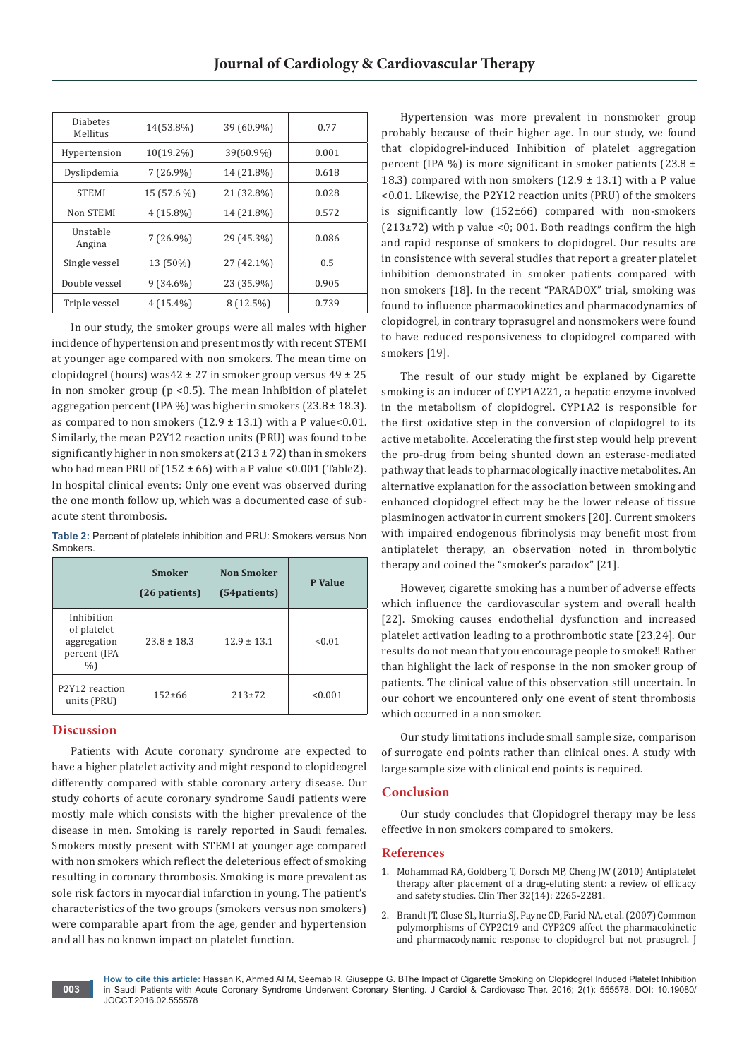| Diabetes Mellitus | 14(53.8%) | 39 (60.9%) | 0.77 |
|---|---|---|---|
| Hypertension | 10(19.2%) | 39(60.9%) | 0.001 |
| Dyslipidemia | 7 (26.9%) | 14 (21.8%) | 0.618 |
| STEMI | 15 (57.6 %) | 21 (32.8%) | 0.028 |
| Non STEMI | 4 (15.8%) | 14 (21.8%) | 0.572 |
| Unstable Angina | 7 (26.9%) | 29 (45.3%) | 0.086 |
| Single vessel | 13 (50%) | 27 (42.1%) | 0.5 |
| Double vessel | 9 (34.6%) | 23 (35.9%) | 0.905 |
| Triple vessel | 4 (15.4%) | 8 (12.5%) | 0.739 |

In our study, the smoker groups were all males with higher incidence of hypertension and present mostly with recent STEMI at younger age compared with non smokers. The mean time on clopidogrel (hours) was42 ± 27 in smoker group versus 49 ± 25 in non smoker group (p <0.5). The mean Inhibition of platelet aggregation percent (IPA %) was higher in smokers (23.8 ± 18.3). as compared to non smokers (12.9 ± 13.1) with a P value<0.01. Similarly, the mean P2Y12 reaction units (PRU) was found to be significantly higher in non smokers at (213 ± 72) than in smokers who had mean PRU of (152 ± 66) with a P value <0.001 (Table2). In hospital clinical events: Only one event was observed during the one month follow up, which was a documented case of sub-acute stent thrombosis.

**Table 2:** Percent of platelets inhibition and PRU: Smokers versus Non Smokers.

| | Smoker (26 patients) | Non Smoker (54patients) | P Value |
|---|---|---|---|
| Inhibition of platelet aggregation percent (IPA %) | 23.8 ± 18.3 | 12.9 ± 13.1 | <0.01 |
| P2Y12 reaction units (PRU) | 152±66 | 213±72 | <0.001 |

## Discussion

Patients with Acute coronary syndrome are expected to have a higher platelet activity and might respond to clopideogrel differently compared with stable coronary artery disease. Our study cohorts of acute coronary syndrome Saudi patients were mostly male which consists with the higher prevalence of the disease in men. Smoking is rarely reported in Saudi females. Smokers mostly present with STEMI at younger age compared with non smokers which reflect the deleterious effect of smoking resulting in coronary thrombosis. Smoking is more prevalent as sole risk factors in myocardial infarction in young. The patient's characteristics of the two groups (smokers versus non smokers) were comparable apart from the age, gender and hypertension and all has no known impact on platelet function.

Hypertension was more prevalent in nonsmoker group probably because of their higher age. In our study, we found that clopidogrel-induced Inhibition of platelet aggregation percent (IPA %) is more significant in smoker patients (23.8 ± 18.3) compared with non smokers (12.9 ± 13.1) with a P value <0.01. Likewise, the P2Y12 reaction units (PRU) of the smokers is significantly low (152±66) compared with non-smokers (213±72) with p value <0; 001. Both readings confirm the high and rapid response of smokers to clopidogrel. Our results are in consistence with several studies that report a greater platelet inhibition demonstrated in smoker patients compared with non smokers [18]. In the recent "PARADOX" trial, smoking was found to influence pharmacokinetics and pharmacodynamics of clopidogrel, in contrary toprasugrel and nonsmokers were found to have reduced responsiveness to clopidogrel compared with smokers [19].

The result of our study might be explaned by Cigarette smoking is an inducer of CYP1A221, a hepatic enzyme involved in the metabolism of clopidogrel. CYP1A2 is responsible for the first oxidative step in the conversion of clopidogrel to its active metabolite. Accelerating the first step would help prevent the pro-drug from being shunted down an esterase-mediated pathway that leads to pharmacologically inactive metabolites. An alternative explanation for the association between smoking and enhanced clopidogrel effect may be the lower release of tissue plasminogen activator in current smokers [20]. Current smokers with impaired endogenous fibrinolysis may benefit most from antiplatelet therapy, an observation noted in thrombolytic therapy and coined the "smoker's paradox" [21].

However, cigarette smoking has a number of adverse effects which influence the cardiovascular system and overall health [22]. Smoking causes endothelial dysfunction and increased platelet activation leading to a prothrombotic state [23,24]. Our results do not mean that you encourage people to smoke!! Rather than highlight the lack of response in the non smoker group of patients. The clinical value of this observation still uncertain. In our cohort we encountered only one event of stent thrombosis which occurred in a non smoker.

Our study limitations include small sample size, comparison of surrogate end points rather than clinical ones. A study with large sample size with clinical end points is required.

## Conclusion

Our study concludes that Clopidogrel therapy may be less effective in non smokers compared to smokers.

## References

1. Mohammad RA, Goldberg T, Dorsch MP, Cheng JW (2010) Antiplatelet therapy after placement of a drug-eluting stent: a review of efficacy and safety studies. Clin Ther 32(14): 2265-2281.
2. Brandt JT, Close SL, Iturria SJ, Payne CD, Farid NA, et al. (2007) Common polymorphisms of CYP2C19 and CYP2C9 affect the pharmacokinetic and pharmacodynamic response to clopidogrel but not prasugrel. J

**How to cite this article:** Hassan K, Ahmed Al M, Seemab R, Giuseppe G. BThe Impact of Cigarette Smoking on Clopidogrel Induced Platelet Inhibition in Saudi Patients with Acute Coronary Syndrome Underwent Coronary Stenting. J Cardiol & Cardiovasc Ther. 2016; 2(1): 555578. DOI: 10.19080/JOCCT.2016.02.555578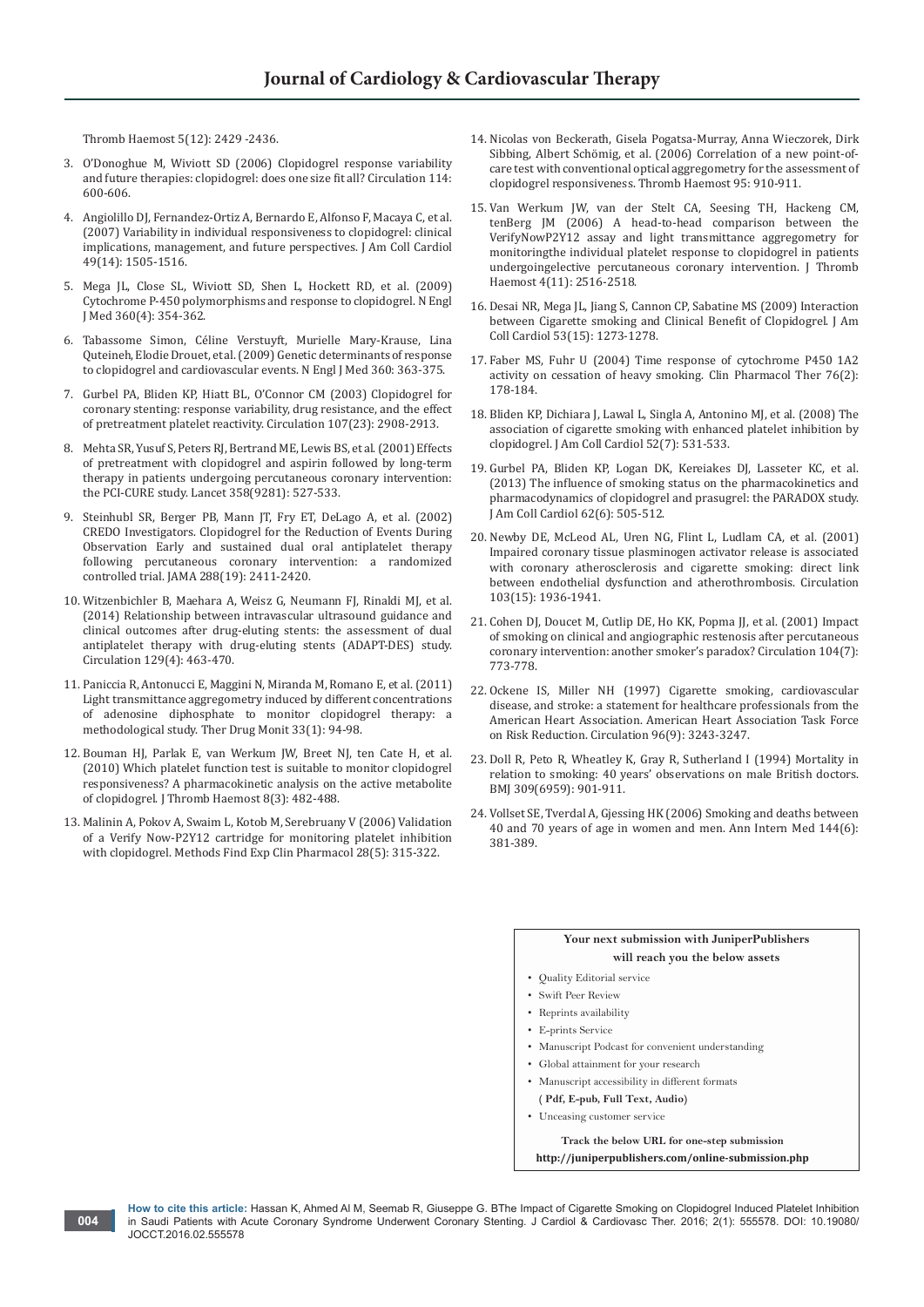Thromb Haemost 5(12): 2429 -2436.

3. O'Donoghue M, Wiviott SD (2006) Clopidogrel response variability and future therapies: clopidogrel: does one size fit all? Circulation 114: 600-606.
4. Angiolillo DJ, Fernandez-Ortiz A, Bernardo E, Alfonso F, Macaya C, et al. (2007) Variability in individual responsiveness to clopidogrel: clinical implications, management, and future perspectives. J Am Coll Cardiol 49(14): 1505-1516.
5. Mega JL, Close SL, Wiviott SD, Shen L, Hockett RD, et al. (2009) Cytochrome P-450 polymorphisms and response to clopidogrel. N Engl J Med 360(4): 354-362.
6. Tabassome Simon, Céline Verstuyft, Murielle Mary-Krause, Lina Quteineh, Elodie Drouet, et al. (2009) Genetic determinants of response to clopidogrel and cardiovascular events. N Engl J Med 360: 363-375.
7. Gurbel PA, Bliden KP, Hiatt BL, O'Connor CM (2003) Clopidogrel for coronary stenting: response variability, drug resistance, and the effect of pretreatment platelet reactivity. Circulation 107(23): 2908-2913.
8. Mehta SR, Yusuf S, Peters RJ, Bertrand ME, Lewis BS, et al. (2001) Effects of pretreatment with clopidogrel and aspirin followed by long-term therapy in patients undergoing percutaneous coronary intervention: the PCI-CURE study. Lancet 358(9281): 527-533.
9. Steinhubl SR, Berger PB, Mann JT, Fry ET, DeLago A, et al. (2002) CREDO Investigators. Clopidogrel for the Reduction of Events During Observation Early and sustained dual oral antiplatelet therapy following percutaneous coronary intervention: a randomized controlled trial. JAMA 288(19): 2411-2420.
10. Witzenbichler B, Maehara A, Weisz G, Neumann FJ, Rinaldi MJ, et al. (2014) Relationship between intravascular ultrasound guidance and clinical outcomes after drug-eluting stents: the assessment of dual antiplatelet therapy with drug-eluting stents (ADAPT-DES) study. Circulation 129(4): 463-470.
11. Paniccia R, Antonucci E, Maggini N, Miranda M, Romano E, et al. (2011) Light transmittance aggregometry induced by different concentrations of adenosine diphosphate to monitor clopidogrel therapy: a methodological study. Ther Drug Monit 33(1): 94-98.
12. Bouman HJ, Parlak E, van Werkum JW, Breet NJ, ten Cate H, et al. (2010) Which platelet function test is suitable to monitor clopidogrel responsiveness? A pharmacokinetic analysis on the active metabolite of clopidogrel. J Thromb Haemost 8(3): 482-488.
13. Malinin A, Pokov A, Swaim L, Kotob M, Serebruany V (2006) Validation of a Verify Now-P2Y12 cartridge for monitoring platelet inhibition with clopidogrel. Methods Find Exp Clin Pharmacol 28(5): 315-322.
14. Nicolas von Beckerath, Gisela Pogatsa-Murray, Anna Wieczorek, Dirk Sibbing, Albert Schömig, et al. (2006) Correlation of a new point-of-care test with conventional optical aggregometry for the assessment of clopidogrel responsiveness. Thromb Haemost 95: 910-911.
15. Van Werkum JW, van der Stelt CA, Seesing TH, Hackeng CM, tenBerg JM (2006) A head-to-head comparison between the VerifyNowP2Y12 assay and light transmittance aggregometry for monitoringthe individual platelet response to clopidogrel in patients undergoingelective percutaneous coronary intervention. J Thromb Haemost 4(11): 2516-2518.
16. Desai NR, Mega JL, Jiang S, Cannon CP, Sabatine MS (2009) Interaction between Cigarette smoking and Clinical Benefit of Clopidogrel. J Am Coll Cardiol 53(15): 1273-1278.
17. Faber MS, Fuhr U (2004) Time response of cytochrome P450 1A2 activity on cessation of heavy smoking. Clin Pharmacol Ther 76(2): 178-184.
18. Bliden KP, Dichiara J, Lawal L, Singla A, Antonino MJ, et al. (2008) The association of cigarette smoking with enhanced platelet inhibition by clopidogrel. J Am Coll Cardiol 52(7): 531-533.
19. Gurbel PA, Bliden KP, Logan DK, Kereiakes DJ, Lasseter KC, et al. (2013) The influence of smoking status on the pharmacokinetics and pharmacodynamics of clopidogrel and prasugrel: the PARADOX study. J Am Coll Cardiol 62(6): 505-512.
20. Newby DE, McLeod AL, Uren NG, Flint L, Ludlam CA, et al. (2001) Impaired coronary tissue plasminogen activator release is associated with coronary atherosclerosis and cigarette smoking: direct link between endothelial dysfunction and atherothrombosis. Circulation 103(15): 1936-1941.
21. Cohen DJ, Doucet M, Cutlip DE, Ho KK, Popma JJ, et al. (2001) Impact of smoking on clinical and angiographic restenosis after percutaneous coronary intervention: another smoker's paradox? Circulation 104(7): 773-778.
22. Ockene IS, Miller NH (1997) Cigarette smoking, cardiovascular disease, and stroke: a statement for healthcare professionals from the American Heart Association. American Heart Association Task Force on Risk Reduction. Circulation 96(9): 3243-3247.
23. Doll R, Peto R, Wheatley K, Gray R, Sutherland I (1994) Mortality in relation to smoking: 40 years' observations on male British doctors. BMJ 309(6959): 901-911.
24. Vollset SE, Tverdal A, Gjessing HK (2006) Smoking and deaths between 40 and 70 years of age in women and men. Ann Intern Med 144(6): 381-389.

**Your next submission with JuniperPublishers will reach you the below assets**

- Quality Editorial service
- Swift Peer Review
- Reprints availability
- E-prints Service
- Manuscript Podcast for convenient understanding
- Global attainment for your research
- Manuscript accessibility in different formats
  **( Pdf, E-pub, Full Text, Audio)**
- Unceasing customer service

**Track the below URL for one-step submission**
**http://juniperpublishers.com/online-submission.php**

**How to cite this article:** Hassan K, Ahmed Al M, Seemab R, Giuseppe G. BThe Impact of Cigarette Smoking on Clopidogrel Induced Platelet Inhibition in Saudi Patients with Acute Coronary Syndrome Underwent Coronary Stenting. J Cardiol & Cardiovasc Ther. 2016; 2(1): 555578. DOI: 10.19080/JOCCT.2016.02.555578